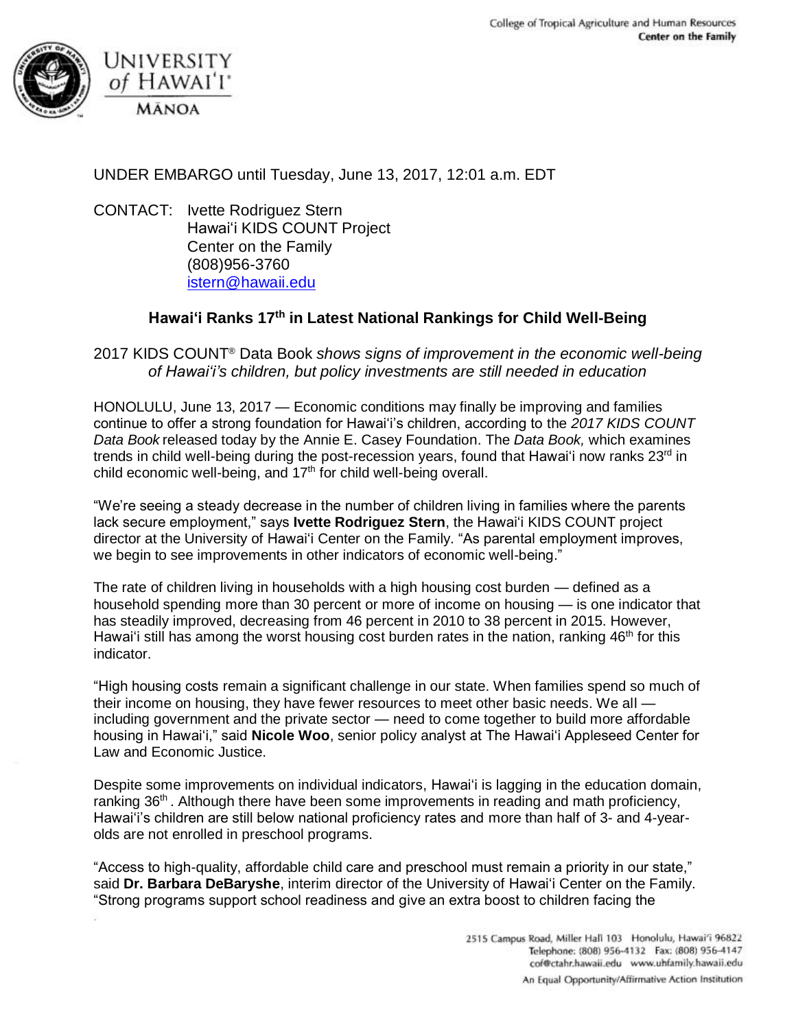College of Tropical Agriculture and Human Resources
**Center on the Family**

UNIVERSITY of HAWAIʻI MĀNOA

UNDER EMBARGO until Tuesday, June 13, 2017, 12:01 a.m. EDT

CONTACT: Ivette Rodriguez Stern
Hawaiʻi KIDS COUNT Project
Center on the Family
(808)956-3760
istern@hawaii.edu

## Hawaiʻi Ranks 17th in Latest National Rankings for Child Well-Being

2017 KIDS COUNT® Data Book *shows signs of improvement in the economic well-being of Hawaiʻi's children, but policy investments are still needed in education*

HONOLULU, June 13, 2017 — Economic conditions may finally be improving and families continue to offer a strong foundation for Hawaiʻi's children, according to the *2017 KIDS COUNT Data Book* released today by the Annie E. Casey Foundation. The *Data Book,* which examines trends in child well-being during the post-recession years, found that Hawaiʻi now ranks 23rd in child economic well-being, and 17th for child well-being overall.

"We're seeing a steady decrease in the number of children living in families where the parents lack secure employment," says **Ivette Rodriguez Stern**, the Hawaiʻi KIDS COUNT project director at the University of Hawaiʻi Center on the Family. "As parental employment improves, we begin to see improvements in other indicators of economic well-being."

The rate of children living in households with a high housing cost burden — defined as a household spending more than 30 percent or more of income on housing — is one indicator that has steadily improved, decreasing from 46 percent in 2010 to 38 percent in 2015. However, Hawaiʻi still has among the worst housing cost burden rates in the nation, ranking 46th for this indicator.

"High housing costs remain a significant challenge in our state. When families spend so much of their income on housing, they have fewer resources to meet other basic needs. We all — including government and the private sector — need to come together to build more affordable housing in Hawaiʻi," said **Nicole Woo**, senior policy analyst at The Hawaiʻi Appleseed Center for Law and Economic Justice.

Despite some improvements on individual indicators, Hawaiʻi is lagging in the education domain, ranking 36th . Although there have been some improvements in reading and math proficiency, Hawaiʻi's children are still below national proficiency rates and more than half of 3- and 4-year-olds are not enrolled in preschool programs.

"Access to high-quality, affordable child care and preschool must remain a priority in our state," said **Dr. Barbara DeBaryshe**, interim director of the University of Hawaiʻi Center on the Family. "Strong programs support school readiness and give an extra boost to children facing the

2515 Campus Road, Miller Hall 103 Honolulu, Hawaiʻi 96822
Telephone: (808) 956-4132 Fax: (808) 956-4147
cof@ctahr.hawaii.edu www.uhfamily.hawaii.edu
An Equal Opportunity/Affirmative Action Institution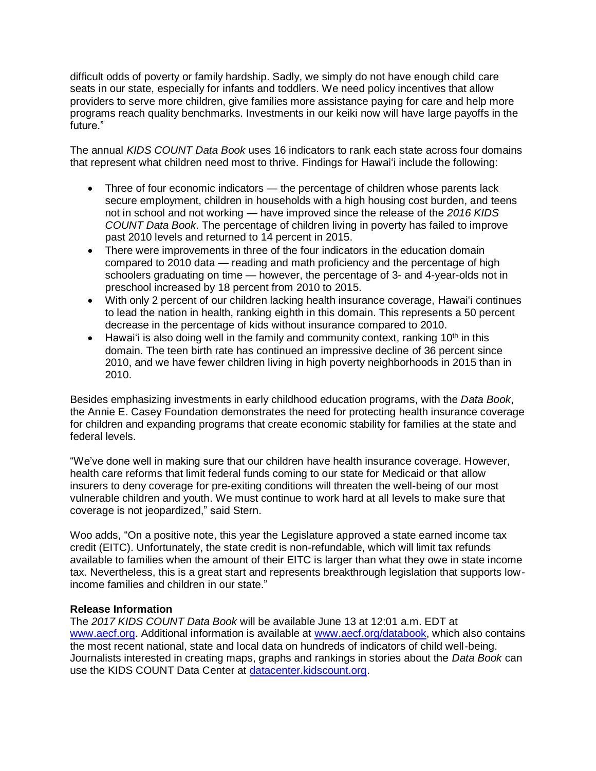difficult odds of poverty or family hardship. Sadly, we simply do not have enough child care seats in our state, especially for infants and toddlers. We need policy incentives that allow providers to serve more children, give families more assistance paying for care and help more programs reach quality benchmarks. Investments in our keiki now will have large payoffs in the future."

The annual *KIDS COUNT Data Book* uses 16 indicators to rank each state across four domains that represent what children need most to thrive. Findings for Hawai'i include the following:

- Three of four economic indicators — the percentage of children whose parents lack secure employment, children in households with a high housing cost burden, and teens not in school and not working — have improved since the release of the *2016 KIDS COUNT Data Book*. The percentage of children living in poverty has failed to improve past 2010 levels and returned to 14 percent in 2015.
- There were improvements in three of the four indicators in the education domain compared to 2010 data — reading and math proficiency and the percentage of high schoolers graduating on time — however, the percentage of 3- and 4-year-olds not in preschool increased by 18 percent from 2010 to 2015.
- With only 2 percent of our children lacking health insurance coverage, Hawai'i continues to lead the nation in health, ranking eighth in this domain. This represents a 50 percent decrease in the percentage of kids without insurance compared to 2010.
- Hawai'i is also doing well in the family and community context, ranking 10th in this domain. The teen birth rate has continued an impressive decline of 36 percent since 2010, and we have fewer children living in high poverty neighborhoods in 2015 than in 2010.

Besides emphasizing investments in early childhood education programs, with the *Data Book*, the Annie E. Casey Foundation demonstrates the need for protecting health insurance coverage for children and expanding programs that create economic stability for families at the state and federal levels.

"We've done well in making sure that our children have health insurance coverage. However, health care reforms that limit federal funds coming to our state for Medicaid or that allow insurers to deny coverage for pre-exiting conditions will threaten the well-being of our most vulnerable children and youth. We must continue to work hard at all levels to make sure that coverage is not jeopardized," said Stern.

Woo adds, "On a positive note, this year the Legislature approved a state earned income tax credit (EITC). Unfortunately, the state credit is non-refundable, which will limit tax refunds available to families when the amount of their EITC is larger than what they owe in state income tax. Nevertheless, this is a great start and represents breakthrough legislation that supports low-income families and children in our state."

**Release Information**

The *2017 KIDS COUNT Data Book* will be available June 13 at 12:01 a.m. EDT at www.aecf.org. Additional information is available at www.aecf.org/databook, which also contains the most recent national, state and local data on hundreds of indicators of child well-being. Journalists interested in creating maps, graphs and rankings in stories about the *Data Book* can use the KIDS COUNT Data Center at datacenter.kidscount.org.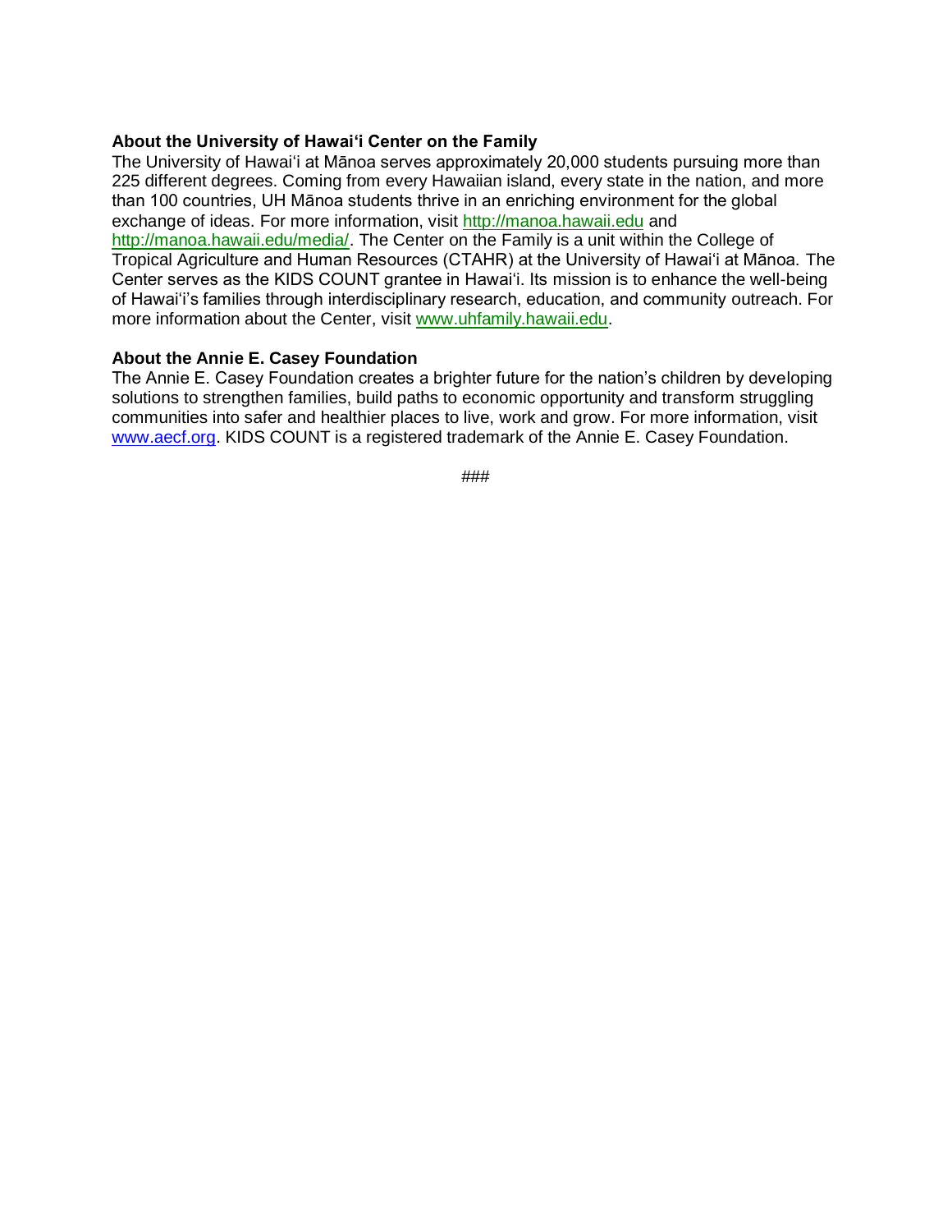**About the University of Hawai'i Center on the Family**
The University of Hawai'i at Mānoa serves approximately 20,000 students pursuing more than 225 different degrees. Coming from every Hawaiian island, every state in the nation, and more than 100 countries, UH Mānoa students thrive in an enriching environment for the global exchange of ideas. For more information, visit http://manoa.hawaii.edu and http://manoa.hawaii.edu/media/. The Center on the Family is a unit within the College of Tropical Agriculture and Human Resources (CTAHR) at the University of Hawai'i at Mānoa. The Center serves as the KIDS COUNT grantee in Hawai'i. Its mission is to enhance the well-being of Hawai'i's families through interdisciplinary research, education, and community outreach. For more information about the Center, visit www.uhfamily.hawaii.edu.

**About the Annie E. Casey Foundation**
The Annie E. Casey Foundation creates a brighter future for the nation's children by developing solutions to strengthen families, build paths to economic opportunity and transform struggling communities into safer and healthier places to live, work and grow. For more information, visit www.aecf.org. KIDS COUNT is a registered trademark of the Annie E. Casey Foundation.

###